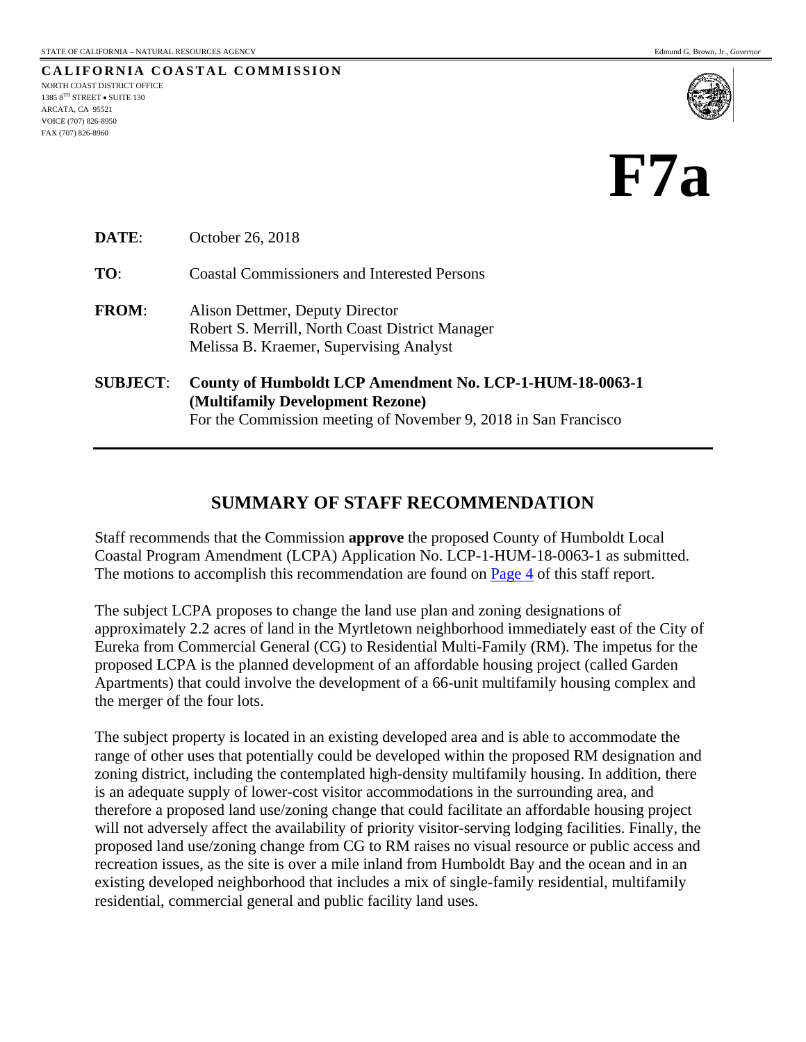STATE OF CALIFORNIA – NATURAL RESOURCES AGENCY

Edmund G. Brown, Jr., *Governor*

**CALIFORNIA COASTAL COMMISSION**

NORTH COAST DISTRICT OFFICE
1385 8TH STREET • SUITE 130
ARCATA, CA 95521
VOICE (707) 826-8950
FAX (707) 826-8960

# F7a

**DATE**: October 26, 2018

**TO**: Coastal Commissioners and Interested Persons

**FROM**: Alison Dettmer, Deputy Director
Robert S. Merrill, North Coast District Manager
Melissa B. Kraemer, Supervising Analyst

**SUBJECT**: **County of Humboldt LCP Amendment No. LCP-1-HUM-18-0063-1 (Multifamily Development Rezone)**
For the Commission meeting of November 9, 2018 in San Francisco

## SUMMARY OF STAFF RECOMMENDATION

Staff recommends that the Commission **approve** the proposed County of Humboldt Local Coastal Program Amendment (LCPA) Application No. LCP-1-HUM-18-0063-1 as submitted. The motions to accomplish this recommendation are found on Page 4 of this staff report.

The subject LCPA proposes to change the land use plan and zoning designations of approximately 2.2 acres of land in the Myrtletown neighborhood immediately east of the City of Eureka from Commercial General (CG) to Residential Multi-Family (RM). The impetus for the proposed LCPA is the planned development of an affordable housing project (called Garden Apartments) that could involve the development of a 66-unit multifamily housing complex and the merger of the four lots.

The subject property is located in an existing developed area and is able to accommodate the range of other uses that potentially could be developed within the proposed RM designation and zoning district, including the contemplated high-density multifamily housing. In addition, there is an adequate supply of lower-cost visitor accommodations in the surrounding area, and therefore a proposed land use/zoning change that could facilitate an affordable housing project will not adversely affect the availability of priority visitor-serving lodging facilities. Finally, the proposed land use/zoning change from CG to RM raises no visual resource or public access and recreation issues, as the site is over a mile inland from Humboldt Bay and the ocean and in an existing developed neighborhood that includes a mix of single-family residential, multifamily residential, commercial general and public facility land uses.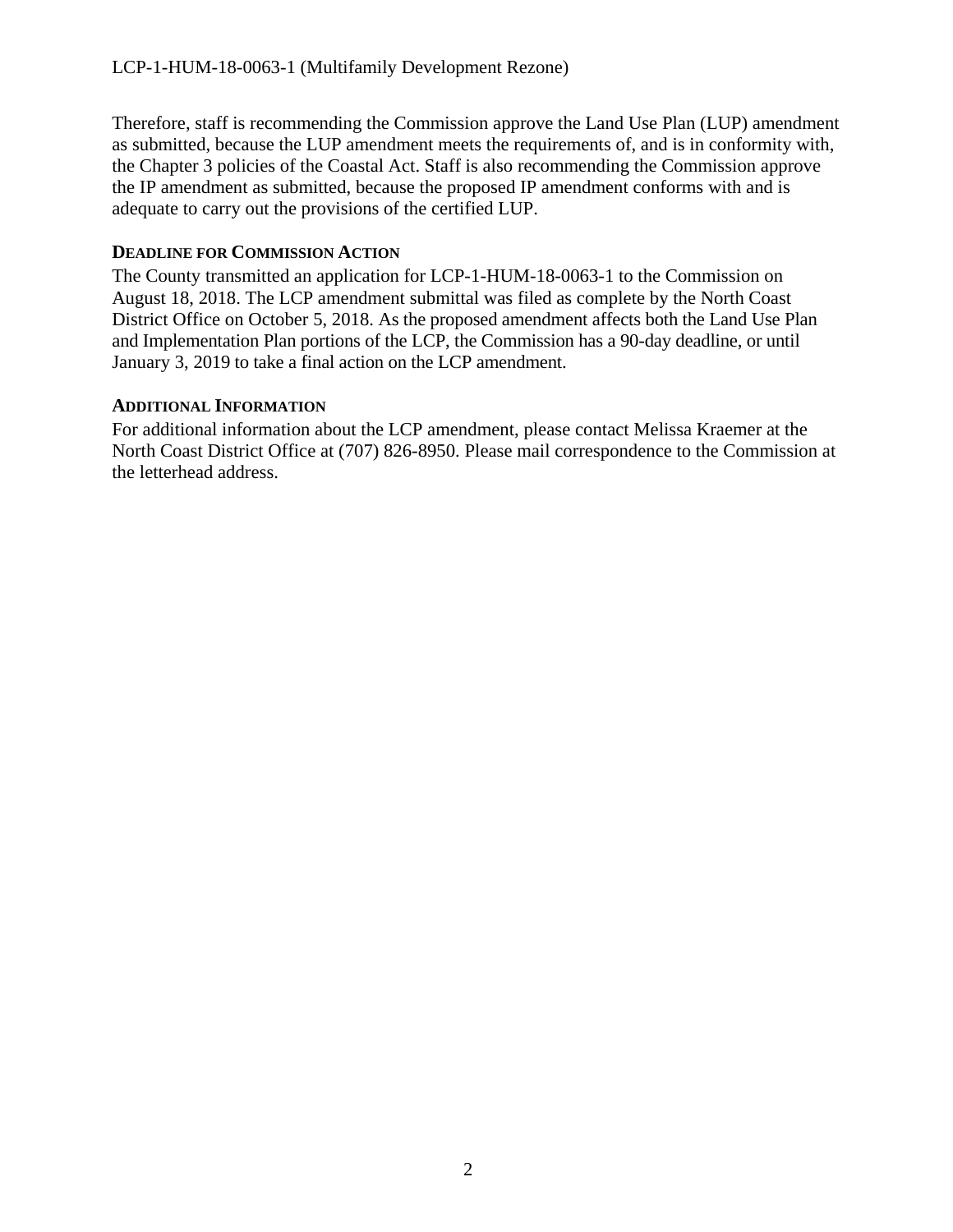Therefore, staff is recommending the Commission approve the Land Use Plan (LUP) amendment as submitted, because the LUP amendment meets the requirements of, and is in conformity with, the Chapter 3 policies of the Coastal Act. Staff is also recommending the Commission approve the IP amendment as submitted, because the proposed IP amendment conforms with and is adequate to carry out the provisions of the certified LUP.

**DEADLINE FOR COMMISSION ACTION**

The County transmitted an application for LCP-1-HUM-18-0063-1 to the Commission on August 18, 2018. The LCP amendment submittal was filed as complete by the North Coast District Office on October 5, 2018. As the proposed amendment affects both the Land Use Plan and Implementation Plan portions of the LCP, the Commission has a 90-day deadline, or until January 3, 2019 to take a final action on the LCP amendment.

**ADDITIONAL INFORMATION**

For additional information about the LCP amendment, please contact Melissa Kraemer at the North Coast District Office at (707) 826-8950. Please mail correspondence to the Commission at the letterhead address.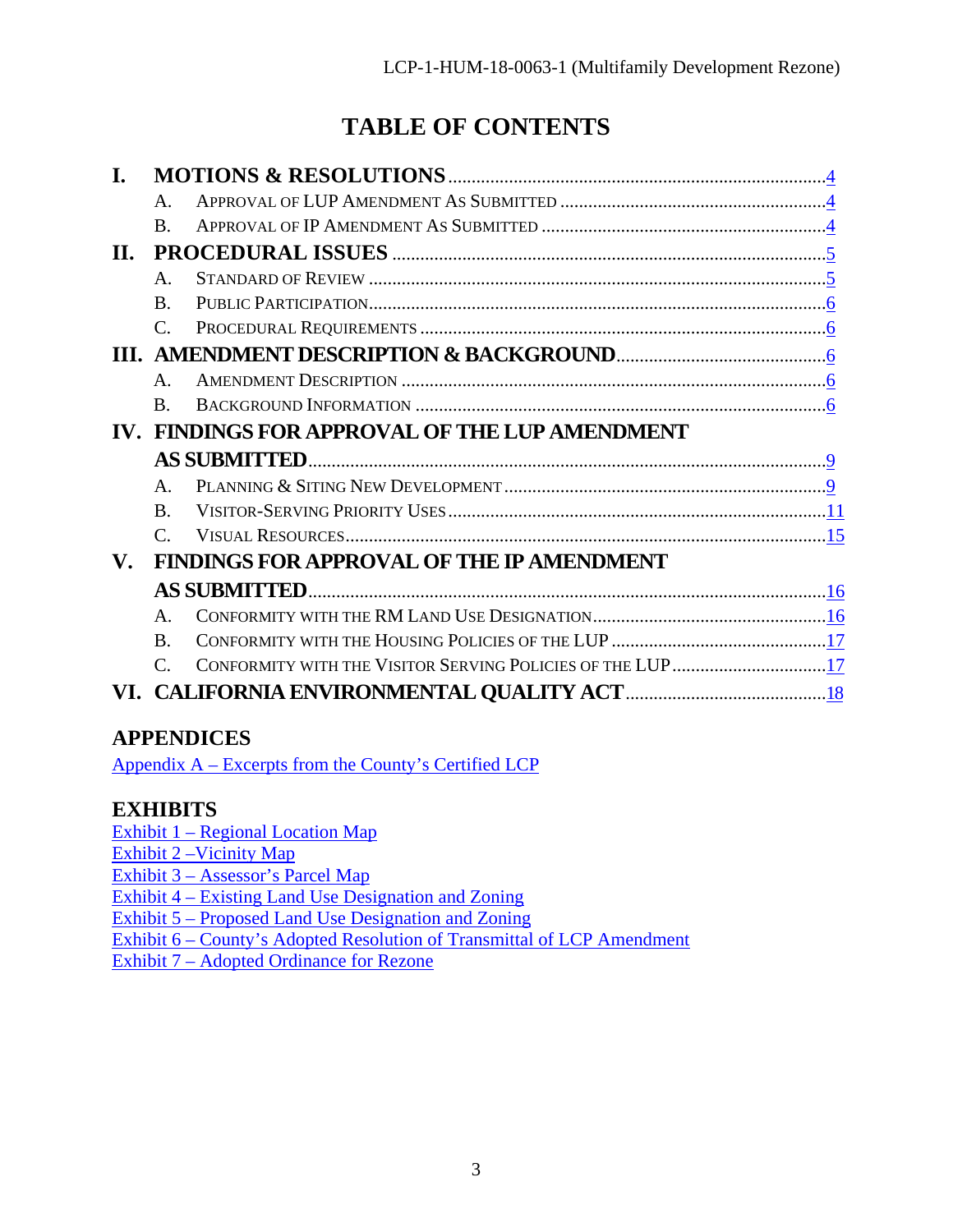# TABLE OF CONTENTS

- **I. MOTIONS & RESOLUTIONS** ........ 4
  - A. Approval of LUP Amendment As Submitted ........ 4
  - B. Approval of IP Amendment As Submitted ........ 4
- **II. PROCEDURAL ISSUES** ........ 5
  - A. Standard of Review ........ 5
  - B. Public Participation ........ 6
  - C. Procedural Requirements ........ 6
- **III. AMENDMENT DESCRIPTION & BACKGROUND** ........ 6
  - A. Amendment Description ........ 6
  - B. Background Information ........ 6
- **IV. FINDINGS FOR APPROVAL OF THE LUP AMENDMENT AS SUBMITTED** ........ 9
  - A. Planning & Siting New Development ........ 9
  - B. Visitor-Serving Priority Uses ........ 11
  - C. Visual Resources ........ 15
- **V. FINDINGS FOR APPROVAL OF THE IP AMENDMENT AS SUBMITTED** ........ 16
  - A. Conformity with the RM Land Use Designation ........ 16
  - B. Conformity with the Housing Policies of the LUP ........ 17
  - C. Conformity with the Visitor Serving Policies of the LUP ........ 17
- **VI. CALIFORNIA ENVIRONMENTAL QUALITY ACT** ........ 18

## APPENDICES

Appendix A – Excerpts from the County's Certified LCP

## EXHIBITS

Exhibit 1 – Regional Location Map
Exhibit 2 –Vicinity Map
Exhibit 3 – Assessor's Parcel Map
Exhibit 4 – Existing Land Use Designation and Zoning
Exhibit 5 – Proposed Land Use Designation and Zoning
Exhibit 6 – County's Adopted Resolution of Transmittal of LCP Amendment
Exhibit 7 – Adopted Ordinance for Rezone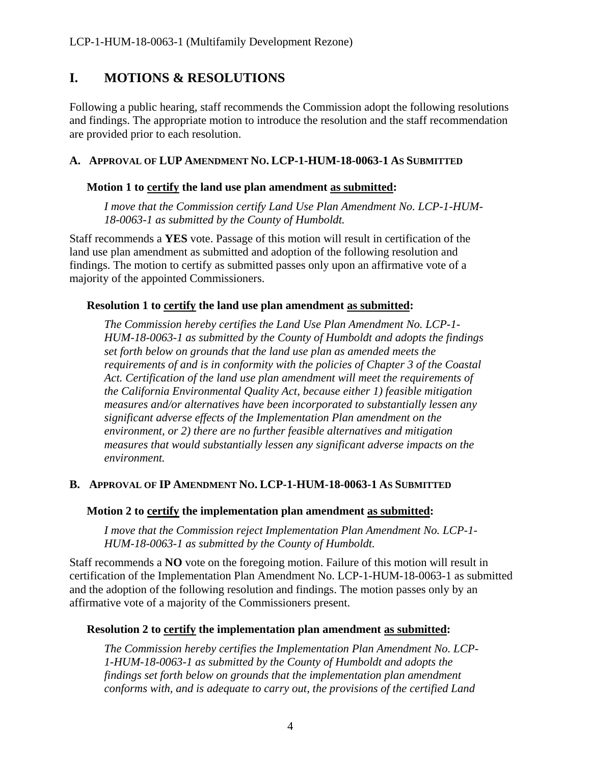# I. MOTIONS & RESOLUTIONS

Following a public hearing, staff recommends the Commission adopt the following resolutions and findings. The appropriate motion to introduce the resolution and the staff recommendation are provided prior to each resolution.

### A. APPROVAL OF LUP AMENDMENT NO. LCP-1-HUM-18-0063-1 AS SUBMITTED

**Motion 1 to certify the land use plan amendment as submitted:**

*I move that the Commission certify Land Use Plan Amendment No. LCP-1-HUM-18-0063-1 as submitted by the County of Humboldt.*

Staff recommends a **YES** vote. Passage of this motion will result in certification of the land use plan amendment as submitted and adoption of the following resolution and findings. The motion to certify as submitted passes only upon an affirmative vote of a majority of the appointed Commissioners.

**Resolution 1 to certify the land use plan amendment as submitted:**

*The Commission hereby certifies the Land Use Plan Amendment No. LCP-1-HUM-18-0063-1 as submitted by the County of Humboldt and adopts the findings set forth below on grounds that the land use plan as amended meets the requirements of and is in conformity with the policies of Chapter 3 of the Coastal Act. Certification of the land use plan amendment will meet the requirements of the California Environmental Quality Act, because either 1) feasible mitigation measures and/or alternatives have been incorporated to substantially lessen any significant adverse effects of the Implementation Plan amendment on the environment, or 2) there are no further feasible alternatives and mitigation measures that would substantially lessen any significant adverse impacts on the environment.*

### B. APPROVAL OF IP AMENDMENT NO. LCP-1-HUM-18-0063-1 AS SUBMITTED

**Motion 2 to certify the implementation plan amendment as submitted:**

*I move that the Commission reject Implementation Plan Amendment No. LCP-1-HUM-18-0063-1 as submitted by the County of Humboldt.*

Staff recommends a **NO** vote on the foregoing motion. Failure of this motion will result in certification of the Implementation Plan Amendment No. LCP-1-HUM-18-0063-1 as submitted and the adoption of the following resolution and findings. The motion passes only by an affirmative vote of a majority of the Commissioners present.

**Resolution 2 to certify the implementation plan amendment as submitted:**

*The Commission hereby certifies the Implementation Plan Amendment No. LCP-1-HUM-18-0063-1 as submitted by the County of Humboldt and adopts the findings set forth below on grounds that the implementation plan amendment conforms with, and is adequate to carry out, the provisions of the certified Land*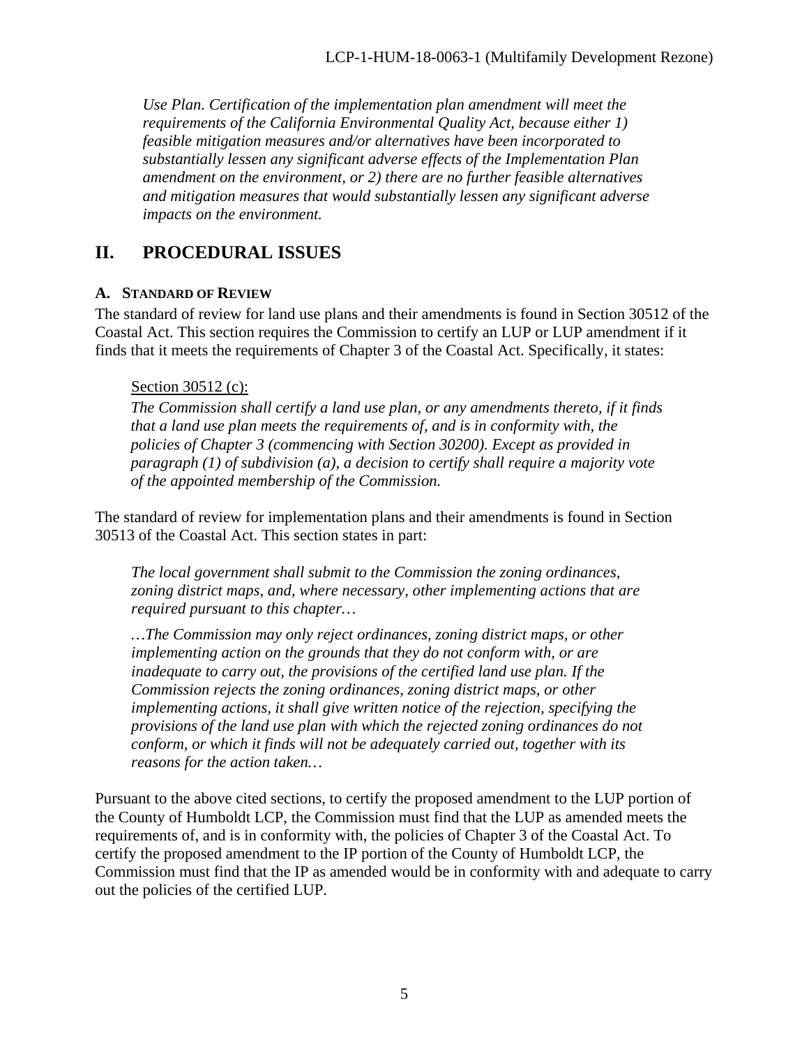*Use Plan. Certification of the implementation plan amendment will meet the requirements of the California Environmental Quality Act, because either 1) feasible mitigation measures and/or alternatives have been incorporated to substantially lessen any significant adverse effects of the Implementation Plan amendment on the environment, or 2) there are no further feasible alternatives and mitigation measures that would substantially lessen any significant adverse impacts on the environment.*

# II. PROCEDURAL ISSUES

## A. STANDARD OF REVIEW

The standard of review for land use plans and their amendments is found in Section 30512 of the Coastal Act. This section requires the Commission to certify an LUP or LUP amendment if it finds that it meets the requirements of Chapter 3 of the Coastal Act. Specifically, it states:

Section 30512 (c):

*The Commission shall certify a land use plan, or any amendments thereto, if it finds that a land use plan meets the requirements of, and is in conformity with, the policies of Chapter 3 (commencing with Section 30200). Except as provided in paragraph (1) of subdivision (a), a decision to certify shall require a majority vote of the appointed membership of the Commission.*

The standard of review for implementation plans and their amendments is found in Section 30513 of the Coastal Act. This section states in part:

*The local government shall submit to the Commission the zoning ordinances, zoning district maps, and, where necessary, other implementing actions that are required pursuant to this chapter…*

*…The Commission may only reject ordinances, zoning district maps, or other implementing action on the grounds that they do not conform with, or are inadequate to carry out, the provisions of the certified land use plan. If the Commission rejects the zoning ordinances, zoning district maps, or other implementing actions, it shall give written notice of the rejection, specifying the provisions of the land use plan with which the rejected zoning ordinances do not conform, or which it finds will not be adequately carried out, together with its reasons for the action taken…*

Pursuant to the above cited sections, to certify the proposed amendment to the LUP portion of the County of Humboldt LCP, the Commission must find that the LUP as amended meets the requirements of, and is in conformity with, the policies of Chapter 3 of the Coastal Act. To certify the proposed amendment to the IP portion of the County of Humboldt LCP, the Commission must find that the IP as amended would be in conformity with and adequate to carry out the policies of the certified LUP.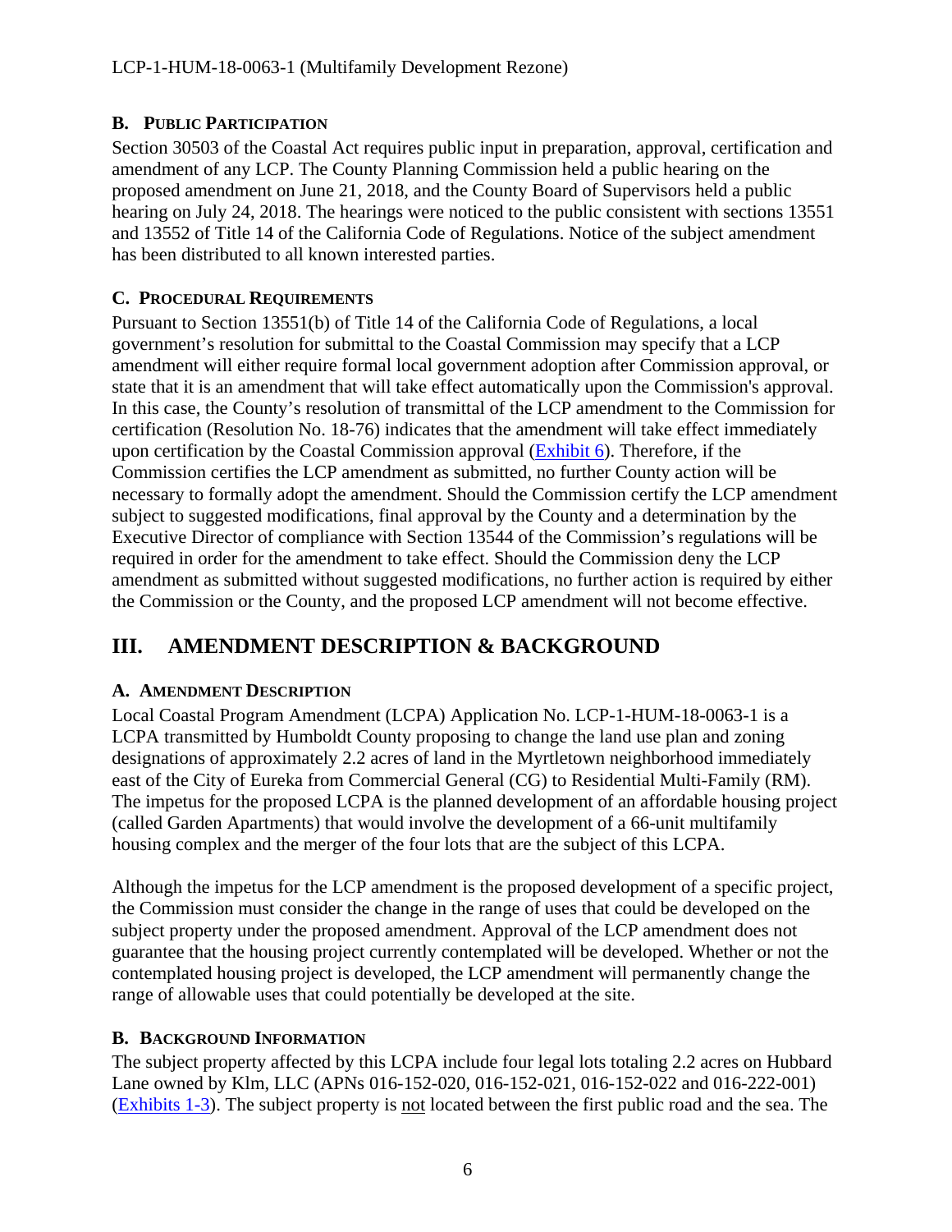### B. Public Participation

Section 30503 of the Coastal Act requires public input in preparation, approval, certification and amendment of any LCP. The County Planning Commission held a public hearing on the proposed amendment on June 21, 2018, and the County Board of Supervisors held a public hearing on July 24, 2018. The hearings were noticed to the public consistent with sections 13551 and 13552 of Title 14 of the California Code of Regulations. Notice of the subject amendment has been distributed to all known interested parties.

### C. Procedural Requirements

Pursuant to Section 13551(b) of Title 14 of the California Code of Regulations, a local government's resolution for submittal to the Coastal Commission may specify that a LCP amendment will either require formal local government adoption after Commission approval, or state that it is an amendment that will take effect automatically upon the Commission's approval. In this case, the County's resolution of transmittal of the LCP amendment to the Commission for certification (Resolution No. 18-76) indicates that the amendment will take effect immediately upon certification by the Coastal Commission approval (Exhibit 6). Therefore, if the Commission certifies the LCP amendment as submitted, no further County action will be necessary to formally adopt the amendment. Should the Commission certify the LCP amendment subject to suggested modifications, final approval by the County and a determination by the Executive Director of compliance with Section 13544 of the Commission's regulations will be required in order for the amendment to take effect. Should the Commission deny the LCP amendment as submitted without suggested modifications, no further action is required by either the Commission or the County, and the proposed LCP amendment will not become effective.

## III. AMENDMENT DESCRIPTION & BACKGROUND

### A. Amendment Description

Local Coastal Program Amendment (LCPA) Application No. LCP-1-HUM-18-0063-1 is a LCPA transmitted by Humboldt County proposing to change the land use plan and zoning designations of approximately 2.2 acres of land in the Myrtletown neighborhood immediately east of the City of Eureka from Commercial General (CG) to Residential Multi-Family (RM). The impetus for the proposed LCPA is the planned development of an affordable housing project (called Garden Apartments) that would involve the development of a 66-unit multifamily housing complex and the merger of the four lots that are the subject of this LCPA.

Although the impetus for the LCP amendment is the proposed development of a specific project, the Commission must consider the change in the range of uses that could be developed on the subject property under the proposed amendment. Approval of the LCP amendment does not guarantee that the housing project currently contemplated will be developed. Whether or not the contemplated housing project is developed, the LCP amendment will permanently change the range of allowable uses that could potentially be developed at the site.

### B. Background Information

The subject property affected by this LCPA include four legal lots totaling 2.2 acres on Hubbard Lane owned by Klm, LLC (APNs 016-152-020, 016-152-021, 016-152-022 and 016-222-001) (Exhibits 1-3). The subject property is not located between the first public road and the sea. The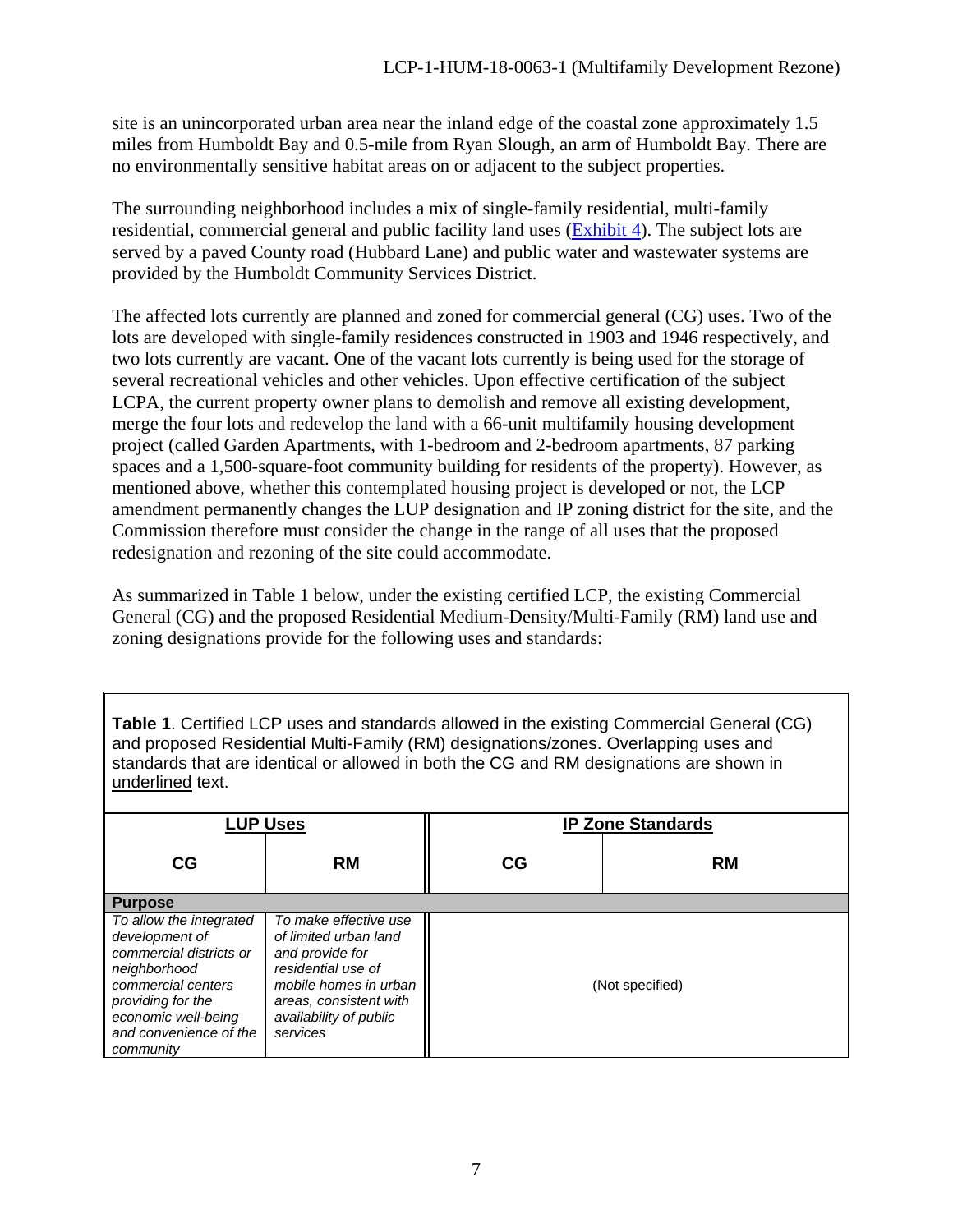site is an unincorporated urban area near the inland edge of the coastal zone approximately 1.5 miles from Humboldt Bay and 0.5-mile from Ryan Slough, an arm of Humboldt Bay. There are no environmentally sensitive habitat areas on or adjacent to the subject properties.

The surrounding neighborhood includes a mix of single-family residential, multi-family residential, commercial general and public facility land uses (Exhibit 4). The subject lots are served by a paved County road (Hubbard Lane) and public water and wastewater systems are provided by the Humboldt Community Services District.

The affected lots currently are planned and zoned for commercial general (CG) uses. Two of the lots are developed with single-family residences constructed in 1903 and 1946 respectively, and two lots currently are vacant. One of the vacant lots currently is being used for the storage of several recreational vehicles and other vehicles. Upon effective certification of the subject LCPA, the current property owner plans to demolish and remove all existing development, merge the four lots and redevelop the land with a 66-unit multifamily housing development project (called Garden Apartments, with 1-bedroom and 2-bedroom apartments, 87 parking spaces and a 1,500-square-foot community building for residents of the property). However, as mentioned above, whether this contemplated housing project is developed or not, the LCP amendment permanently changes the LUP designation and IP zoning district for the site, and the Commission therefore must consider the change in the range of all uses that the proposed redesignation and rezoning of the site could accommodate.

As summarized in Table 1 below, under the existing certified LCP, the existing Commercial General (CG) and the proposed Residential Medium-Density/Multi-Family (RM) land use and zoning designations provide for the following uses and standards:

**Table 1**. Certified LCP uses and standards allowed in the existing Commercial General (CG) and proposed Residential Multi-Family (RM) designations/zones. Overlapping uses and standards that are identical or allowed in both the CG and RM designations are shown in <u>underlined</u> text.

| **LUP Uses** | | **IP Zone Standards** | |
|---|---|---|---|
| **CG** | **RM** | **CG** | **RM** |
| **Purpose** | | | |
| *To allow the integrated development of commercial districts or neighborhood commercial centers providing for the economic well-being and convenience of the community* | *To make effective use of limited urban land and provide for residential use of mobile homes in urban areas, consistent with availability of public services* | (Not specified) | |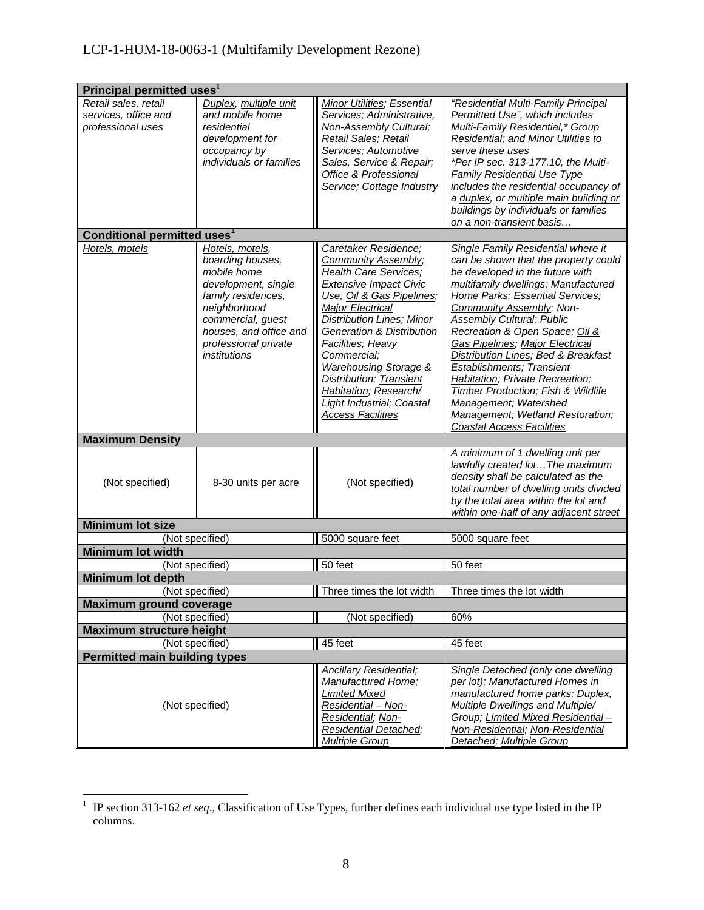| Principal permitted uses[1] | | | |
|---|---|---|---|
| *Retail sales, retail services, office and professional uses* | *Duplex, multiple unit and mobile home residential development for occupancy by individuals or families* | *Minor Utilities; Essential Services; Administrative, Non-Assembly Cultural; Retail Sales; Retail Services; Automotive Sales, Service & Repair; Office & Professional Service; Cottage Industry* | *"Residential Multi-Family Principal Permitted Use", which includes Multi-Family Residential,\* Group Residential; and Minor Utilities to serve these uses* *\*Per IP sec. 313-177.10, the Multi-Family Residential Use Type includes the residential occupancy of a duplex, or multiple main building or buildings by individuals or families on a non-transient basis…* |
| **Conditional permitted uses[1]** | | | |
| *Hotels, motels* | *Hotels, motels, boarding houses, mobile home development, single family residences, neighborhood commercial, guest houses, and office and professional private institutions* | *Caretaker Residence; Community Assembly; Health Care Services; Extensive Impact Civic Use; Oil & Gas Pipelines; Major Electrical Distribution Lines; Minor Generation & Distribution Facilities; Heavy Commercial; Warehousing Storage & Distribution; Transient Habitation; Research/ Light Industrial; Coastal Access Facilities* | *Single Family Residential where it can be shown that the property could be developed in the future with multifamily dwellings; Manufactured Home Parks; Essential Services; Community Assembly; Non-Assembly Cultural; Public Recreation & Open Space; Oil & Gas Pipelines; Major Electrical Distribution Lines; Bed & Breakfast Establishments; Transient Habitation; Private Recreation; Timber Production; Fish & Wildlife Management; Watershed Management; Wetland Restoration; Coastal Access Facilities* |
| **Maximum Density** | | | |
| (Not specified) | 8-30 units per acre | (Not specified) | *A minimum of 1 dwelling unit per lawfully created lot…The maximum density shall be calculated as the total number of dwelling units divided by the total area within the lot and within one-half of any adjacent street* |
| **Minimum lot size** | | | |
| (Not specified) | | 5000 square feet | 5000 square feet |
| **Minimum lot width** | | | |
| (Not specified) | | 50 feet | 50 feet |
| **Minimum lot depth** | | | |
| (Not specified) | | Three times the lot width | Three times the lot width |
| **Maximum ground coverage** | | | |
| (Not specified) | | (Not specified) | 60% |
| **Maximum structure height** | | | |
| (Not specified) | | 45 feet | 45 feet |
| **Permitted main building types** | | | |
| (Not specified) | | *Ancillary Residential; Manufactured Home; Limited Mixed Residential – Non-Residential; Non-Residential Detached; Multiple Group* | *Single Detached (only one dwelling per lot); Manufactured Homes in manufactured home parks; Duplex, Multiple Dwellings and Multiple/ Group; Limited Mixed Residential – Non-Residential; Non-Residential Detached; Multiple Group* |

[1] IP section 313-162 *et seq*., Classification of Use Types, further defines each individual use type listed in the IP columns.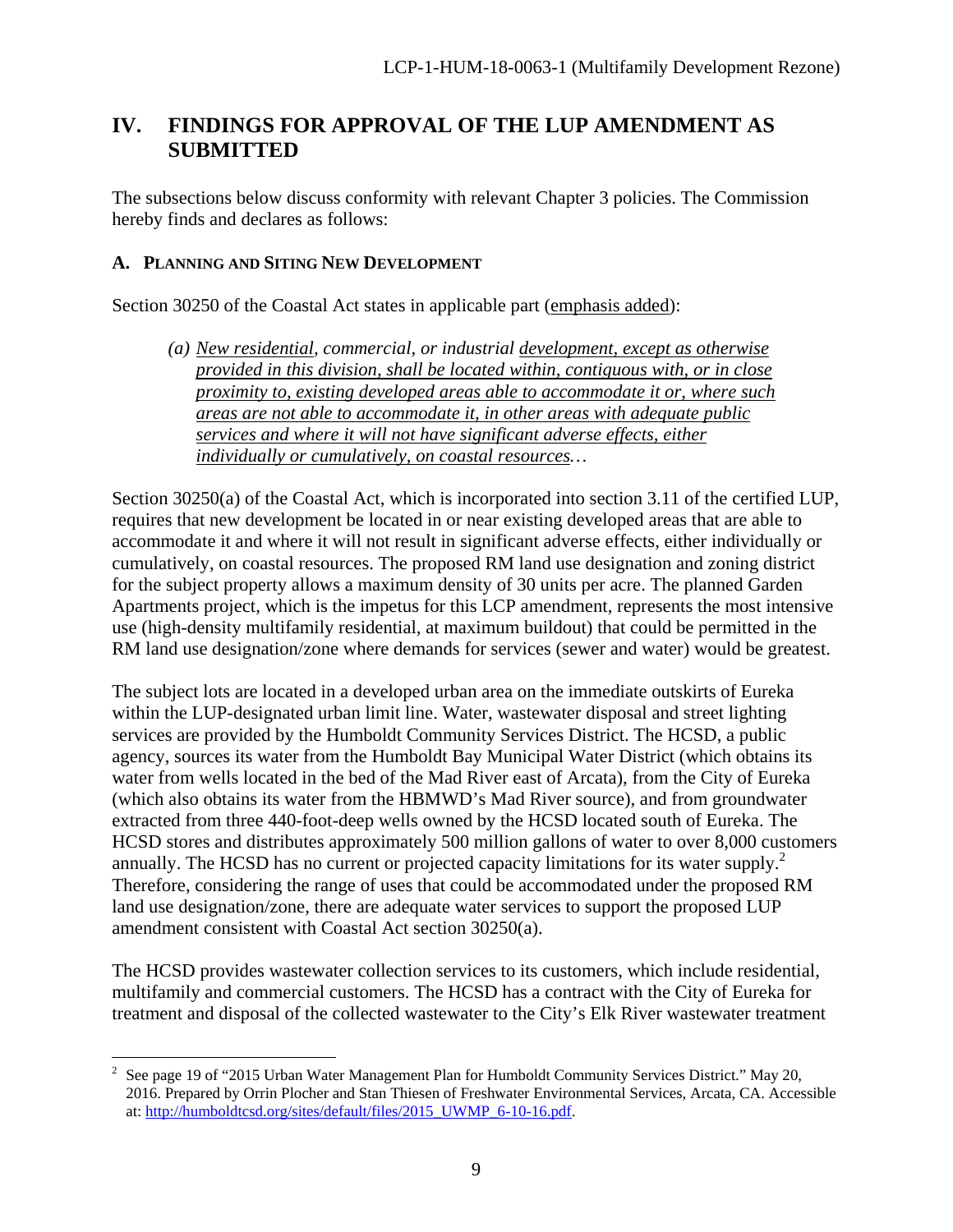## IV. FINDINGS FOR APPROVAL OF THE LUP AMENDMENT AS SUBMITTED

The subsections below discuss conformity with relevant Chapter 3 policies. The Commission hereby finds and declares as follows:

### A. PLANNING AND SITING NEW DEVELOPMENT

Section 30250 of the Coastal Act states in applicable part (emphasis added):

> *(a) New residential, commercial, or industrial development, except as otherwise provided in this division, shall be located within, contiguous with, or in close proximity to, existing developed areas able to accommodate it or, where such areas are not able to accommodate it, in other areas with adequate public services and where it will not have significant adverse effects, either individually or cumulatively, on coastal resources…*

Section 30250(a) of the Coastal Act, which is incorporated into section 3.11 of the certified LUP, requires that new development be located in or near existing developed areas that are able to accommodate it and where it will not result in significant adverse effects, either individually or cumulatively, on coastal resources. The proposed RM land use designation and zoning district for the subject property allows a maximum density of 30 units per acre. The planned Garden Apartments project, which is the impetus for this LCP amendment, represents the most intensive use (high-density multifamily residential, at maximum buildout) that could be permitted in the RM land use designation/zone where demands for services (sewer and water) would be greatest.

The subject lots are located in a developed urban area on the immediate outskirts of Eureka within the LUP-designated urban limit line. Water, wastewater disposal and street lighting services are provided by the Humboldt Community Services District. The HCSD, a public agency, sources its water from the Humboldt Bay Municipal Water District (which obtains its water from wells located in the bed of the Mad River east of Arcata), from the City of Eureka (which also obtains its water from the HBMWD's Mad River source), and from groundwater extracted from three 440-foot-deep wells owned by the HCSD located south of Eureka. The HCSD stores and distributes approximately 500 million gallons of water to over 8,000 customers annually. The HCSD has no current or projected capacity limitations for its water supply.[2] Therefore, considering the range of uses that could be accommodated under the proposed RM land use designation/zone, there are adequate water services to support the proposed LUP amendment consistent with Coastal Act section 30250(a).

The HCSD provides wastewater collection services to its customers, which include residential, multifamily and commercial customers. The HCSD has a contract with the City of Eureka for treatment and disposal of the collected wastewater to the City's Elk River wastewater treatment

---

[2] See page 19 of "2015 Urban Water Management Plan for Humboldt Community Services District." May 20, 2016. Prepared by Orrin Plocher and Stan Thiesen of Freshwater Environmental Services, Arcata, CA. Accessible at: http://humboldtcsd.org/sites/default/files/2015_UWMP_6-10-16.pdf.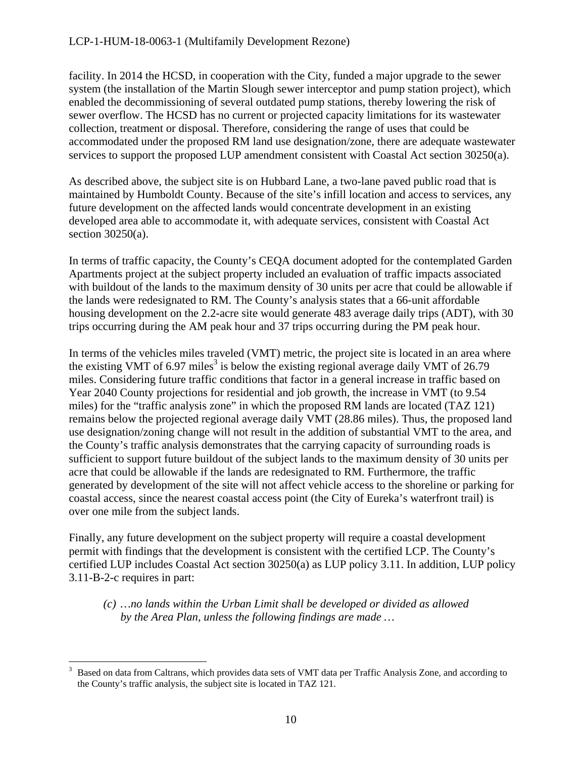facility. In 2014 the HCSD, in cooperation with the City, funded a major upgrade to the sewer system (the installation of the Martin Slough sewer interceptor and pump station project), which enabled the decommissioning of several outdated pump stations, thereby lowering the risk of sewer overflow. The HCSD has no current or projected capacity limitations for its wastewater collection, treatment or disposal. Therefore, considering the range of uses that could be accommodated under the proposed RM land use designation/zone, there are adequate wastewater services to support the proposed LUP amendment consistent with Coastal Act section 30250(a).

As described above, the subject site is on Hubbard Lane, a two-lane paved public road that is maintained by Humboldt County. Because of the site's infill location and access to services, any future development on the affected lands would concentrate development in an existing developed area able to accommodate it, with adequate services, consistent with Coastal Act section 30250(a).

In terms of traffic capacity, the County's CEQA document adopted for the contemplated Garden Apartments project at the subject property included an evaluation of traffic impacts associated with buildout of the lands to the maximum density of 30 units per acre that could be allowable if the lands were redesignated to RM. The County's analysis states that a 66-unit affordable housing development on the 2.2-acre site would generate 483 average daily trips (ADT), with 30 trips occurring during the AM peak hour and 37 trips occurring during the PM peak hour.

In terms of the vehicles miles traveled (VMT) metric, the project site is located in an area where the existing VMT of 6.97 miles[3] is below the existing regional average daily VMT of 26.79 miles. Considering future traffic conditions that factor in a general increase in traffic based on Year 2040 County projections for residential and job growth, the increase in VMT (to 9.54 miles) for the "traffic analysis zone" in which the proposed RM lands are located (TAZ 121) remains below the projected regional average daily VMT (28.86 miles). Thus, the proposed land use designation/zoning change will not result in the addition of substantial VMT to the area, and the County's traffic analysis demonstrates that the carrying capacity of surrounding roads is sufficient to support future buildout of the subject lands to the maximum density of 30 units per acre that could be allowable if the lands are redesignated to RM. Furthermore, the traffic generated by development of the site will not affect vehicle access to the shoreline or parking for coastal access, since the nearest coastal access point (the City of Eureka's waterfront trail) is over one mile from the subject lands.

Finally, any future development on the subject property will require a coastal development permit with findings that the development is consistent with the certified LCP. The County's certified LUP includes Coastal Act section 30250(a) as LUP policy 3.11. In addition, LUP policy 3.11-B-2-c requires in part:

> *(c) …no lands within the Urban Limit shall be developed or divided as allowed by the Area Plan, unless the following findings are made …*

---

[3] Based on data from Caltrans, which provides data sets of VMT data per Traffic Analysis Zone, and according to the County's traffic analysis, the subject site is located in TAZ 121.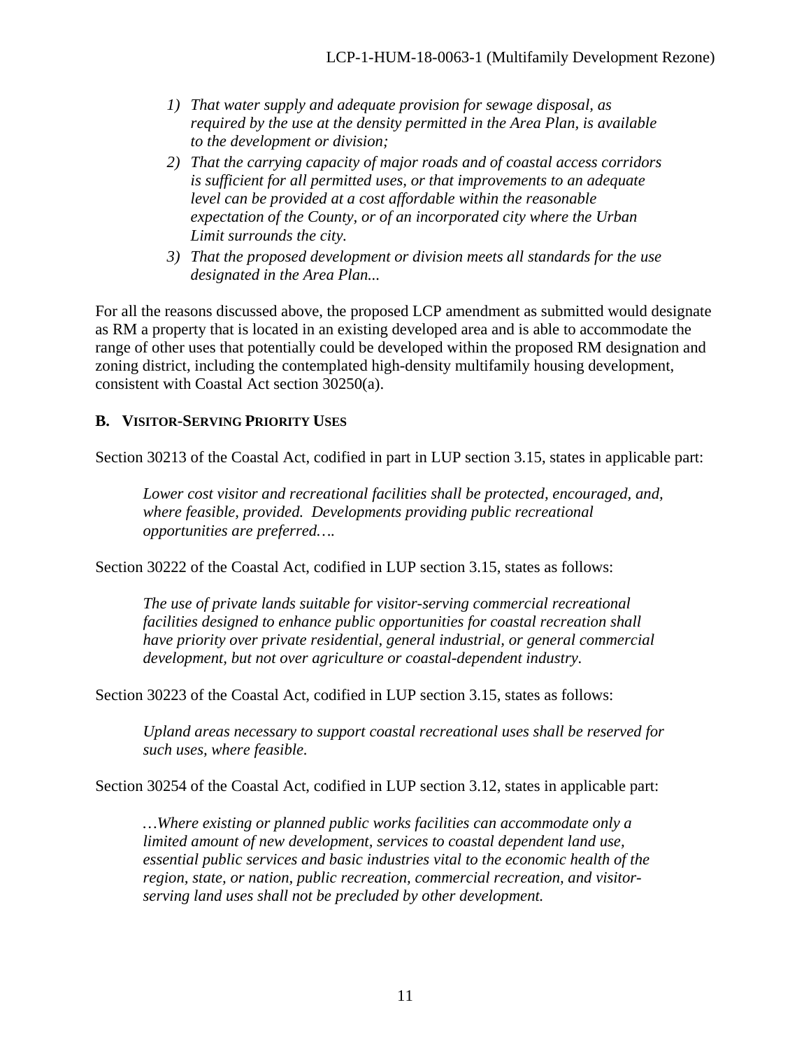1) *That water supply and adequate provision for sewage disposal, as required by the use at the density permitted in the Area Plan, is available to the development or division;*
2) *That the carrying capacity of major roads and of coastal access corridors is sufficient for all permitted uses, or that improvements to an adequate level can be provided at a cost affordable within the reasonable expectation of the County, or of an incorporated city where the Urban Limit surrounds the city.*
3) *That the proposed development or division meets all standards for the use designated in the Area Plan...*

For all the reasons discussed above, the proposed LCP amendment as submitted would designate as RM a property that is located in an existing developed area and is able to accommodate the range of other uses that potentially could be developed within the proposed RM designation and zoning district, including the contemplated high-density multifamily housing development, consistent with Coastal Act section 30250(a).

### B. VISITOR-SERVING PRIORITY USES

Section 30213 of the Coastal Act, codified in part in LUP section 3.15, states in applicable part:

> *Lower cost visitor and recreational facilities shall be protected, encouraged, and, where feasible, provided. Developments providing public recreational opportunities are preferred….*

Section 30222 of the Coastal Act, codified in LUP section 3.15, states as follows:

> *The use of private lands suitable for visitor-serving commercial recreational facilities designed to enhance public opportunities for coastal recreation shall have priority over private residential, general industrial, or general commercial development, but not over agriculture or coastal-dependent industry.*

Section 30223 of the Coastal Act, codified in LUP section 3.15, states as follows:

> *Upland areas necessary to support coastal recreational uses shall be reserved for such uses, where feasible.*

Section 30254 of the Coastal Act, codified in LUP section 3.12, states in applicable part:

> *…Where existing or planned public works facilities can accommodate only a limited amount of new development, services to coastal dependent land use, essential public services and basic industries vital to the economic health of the region, state, or nation, public recreation, commercial recreation, and visitor-serving land uses shall not be precluded by other development.*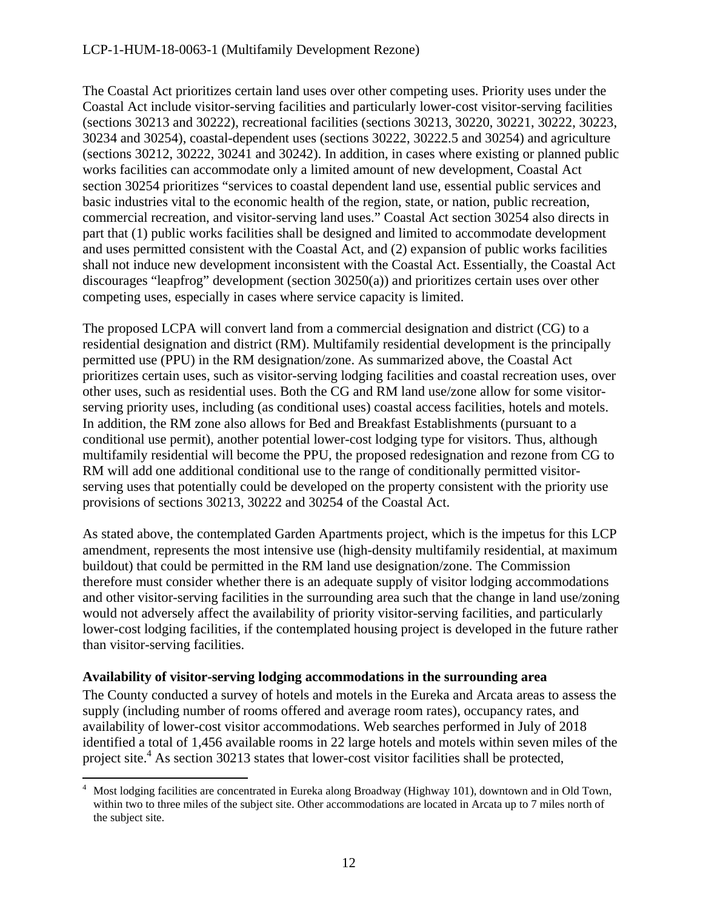The Coastal Act prioritizes certain land uses over other competing uses. Priority uses under the Coastal Act include visitor-serving facilities and particularly lower-cost visitor-serving facilities (sections 30213 and 30222), recreational facilities (sections 30213, 30220, 30221, 30222, 30223, 30234 and 30254), coastal-dependent uses (sections 30222, 30222.5 and 30254) and agriculture (sections 30212, 30222, 30241 and 30242). In addition, in cases where existing or planned public works facilities can accommodate only a limited amount of new development, Coastal Act section 30254 prioritizes "services to coastal dependent land use, essential public services and basic industries vital to the economic health of the region, state, or nation, public recreation, commercial recreation, and visitor-serving land uses." Coastal Act section 30254 also directs in part that (1) public works facilities shall be designed and limited to accommodate development and uses permitted consistent with the Coastal Act, and (2) expansion of public works facilities shall not induce new development inconsistent with the Coastal Act. Essentially, the Coastal Act discourages "leapfrog" development (section 30250(a)) and prioritizes certain uses over other competing uses, especially in cases where service capacity is limited.

The proposed LCPA will convert land from a commercial designation and district (CG) to a residential designation and district (RM). Multifamily residential development is the principally permitted use (PPU) in the RM designation/zone. As summarized above, the Coastal Act prioritizes certain uses, such as visitor-serving lodging facilities and coastal recreation uses, over other uses, such as residential uses. Both the CG and RM land use/zone allow for some visitor-serving priority uses, including (as conditional uses) coastal access facilities, hotels and motels. In addition, the RM zone also allows for Bed and Breakfast Establishments (pursuant to a conditional use permit), another potential lower-cost lodging type for visitors. Thus, although multifamily residential will become the PPU, the proposed redesignation and rezone from CG to RM will add one additional conditional use to the range of conditionally permitted visitor-serving uses that potentially could be developed on the property consistent with the priority use provisions of sections 30213, 30222 and 30254 of the Coastal Act.

As stated above, the contemplated Garden Apartments project, which is the impetus for this LCP amendment, represents the most intensive use (high-density multifamily residential, at maximum buildout) that could be permitted in the RM land use designation/zone. The Commission therefore must consider whether there is an adequate supply of visitor lodging accommodations and other visitor-serving facilities in the surrounding area such that the change in land use/zoning would not adversely affect the availability of priority visitor-serving facilities, and particularly lower-cost lodging facilities, if the contemplated housing project is developed in the future rather than visitor-serving facilities.

**Availability of visitor-serving lodging accommodations in the surrounding area**

The County conducted a survey of hotels and motels in the Eureka and Arcata areas to assess the supply (including number of rooms offered and average room rates), occupancy rates, and availability of lower-cost visitor accommodations. Web searches performed in July of 2018 identified a total of 1,456 available rooms in 22 large hotels and motels within seven miles of the project site.[4] As section 30213 states that lower-cost visitor facilities shall be protected,

[4] Most lodging facilities are concentrated in Eureka along Broadway (Highway 101), downtown and in Old Town, within two to three miles of the subject site. Other accommodations are located in Arcata up to 7 miles north of the subject site.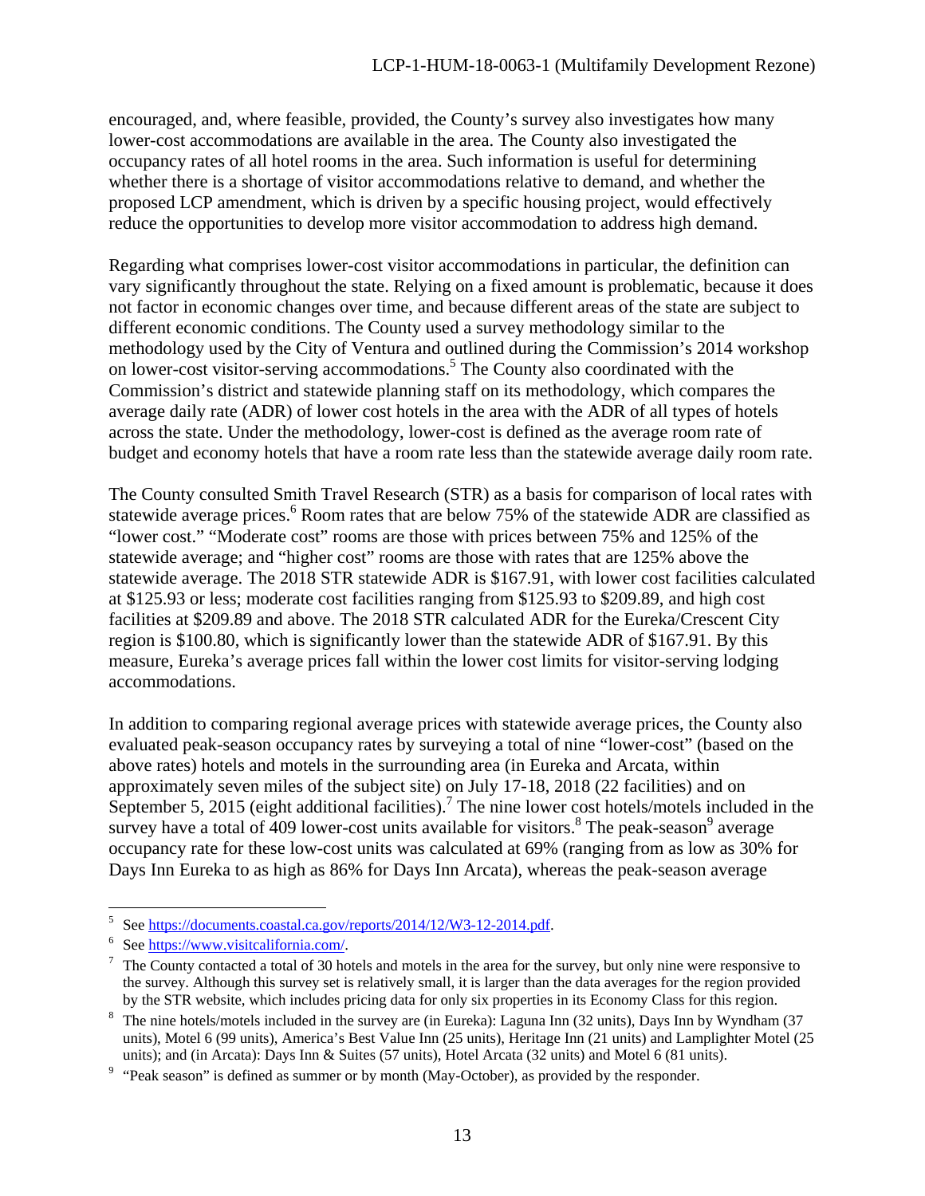encouraged, and, where feasible, provided, the County's survey also investigates how many lower-cost accommodations are available in the area. The County also investigated the occupancy rates of all hotel rooms in the area. Such information is useful for determining whether there is a shortage of visitor accommodations relative to demand, and whether the proposed LCP amendment, which is driven by a specific housing project, would effectively reduce the opportunities to develop more visitor accommodation to address high demand.

Regarding what comprises lower-cost visitor accommodations in particular, the definition can vary significantly throughout the state. Relying on a fixed amount is problematic, because it does not factor in economic changes over time, and because different areas of the state are subject to different economic conditions. The County used a survey methodology similar to the methodology used by the City of Ventura and outlined during the Commission's 2014 workshop on lower-cost visitor-serving accommodations.[5] The County also coordinated with the Commission's district and statewide planning staff on its methodology, which compares the average daily rate (ADR) of lower cost hotels in the area with the ADR of all types of hotels across the state. Under the methodology, lower-cost is defined as the average room rate of budget and economy hotels that have a room rate less than the statewide average daily room rate.

The County consulted Smith Travel Research (STR) as a basis for comparison of local rates with statewide average prices.[6] Room rates that are below 75% of the statewide ADR are classified as "lower cost." "Moderate cost" rooms are those with prices between 75% and 125% of the statewide average; and "higher cost" rooms are those with rates that are 125% above the statewide average. The 2018 STR statewide ADR is $167.91, with lower cost facilities calculated at $125.93 or less; moderate cost facilities ranging from $125.93 to $209.89, and high cost facilities at $209.89 and above. The 2018 STR calculated ADR for the Eureka/Crescent City region is $100.80, which is significantly lower than the statewide ADR of $167.91. By this measure, Eureka's average prices fall within the lower cost limits for visitor-serving lodging accommodations.

In addition to comparing regional average prices with statewide average prices, the County also evaluated peak-season occupancy rates by surveying a total of nine "lower-cost" (based on the above rates) hotels and motels in the surrounding area (in Eureka and Arcata, within approximately seven miles of the subject site) on July 17-18, 2018 (22 facilities) and on September 5, 2015 (eight additional facilities).[7] The nine lower cost hotels/motels included in the survey have a total of 409 lower-cost units available for visitors.[8] The peak-season[9] average occupancy rate for these low-cost units was calculated at 69% (ranging from as low as 30% for Days Inn Eureka to as high as 86% for Days Inn Arcata), whereas the peak-season average

---

[5] See https://documents.coastal.ca.gov/reports/2014/12/W3-12-2014.pdf.

[6] See https://www.visitcalifornia.com/.

[7] The County contacted a total of 30 hotels and motels in the area for the survey, but only nine were responsive to the survey. Although this survey set is relatively small, it is larger than the data averages for the region provided by the STR website, which includes pricing data for only six properties in its Economy Class for this region.

[8] The nine hotels/motels included in the survey are (in Eureka): Laguna Inn (32 units), Days Inn by Wyndham (37 units), Motel 6 (99 units), America's Best Value Inn (25 units), Heritage Inn (21 units) and Lamplighter Motel (25 units); and (in Arcata): Days Inn & Suites (57 units), Hotel Arcata (32 units) and Motel 6 (81 units).

[9] "Peak season" is defined as summer or by month (May-October), as provided by the responder.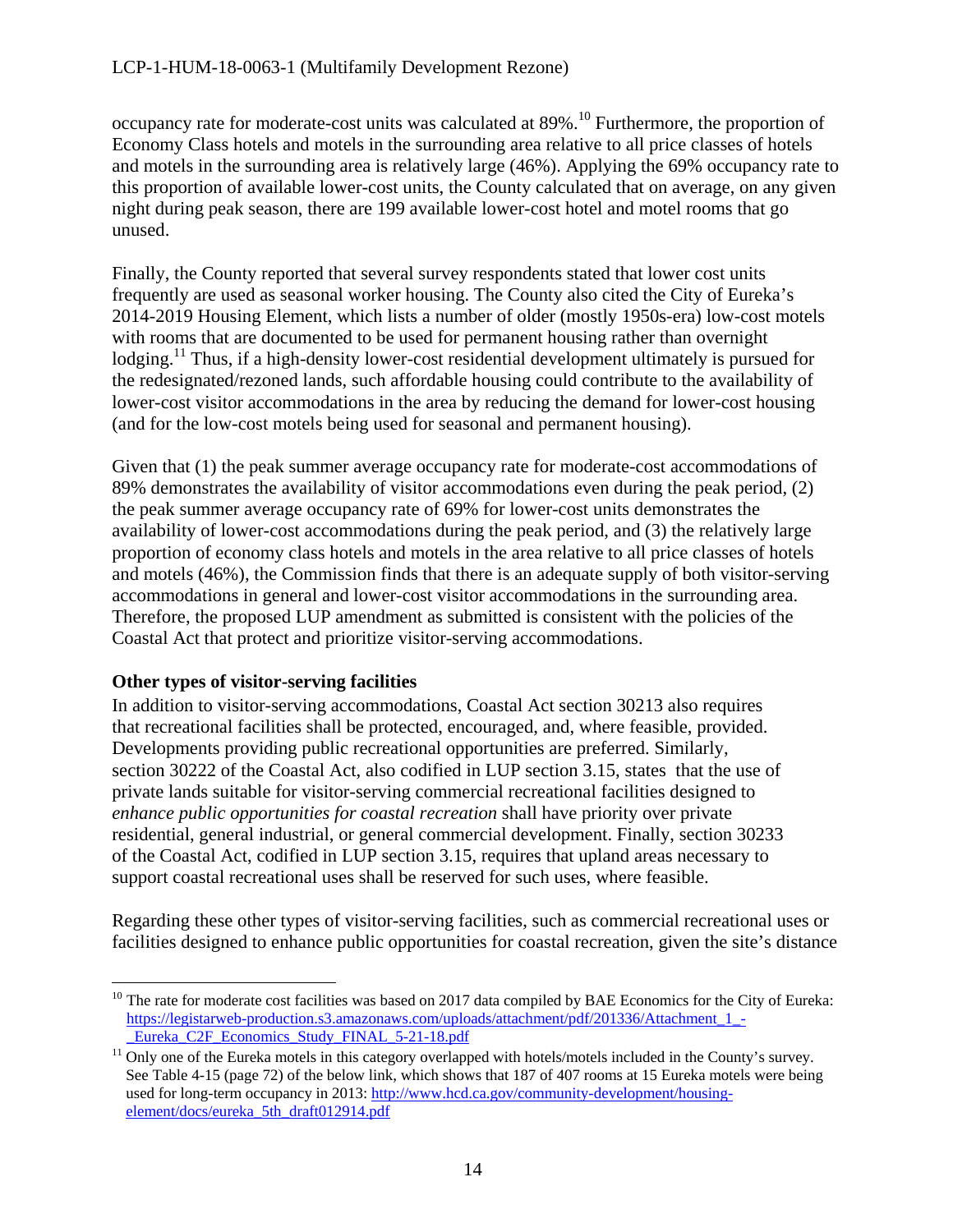occupancy rate for moderate-cost units was calculated at 89%.[10] Furthermore, the proportion of Economy Class hotels and motels in the surrounding area relative to all price classes of hotels and motels in the surrounding area is relatively large (46%). Applying the 69% occupancy rate to this proportion of available lower-cost units, the County calculated that on average, on any given night during peak season, there are 199 available lower-cost hotel and motel rooms that go unused.

Finally, the County reported that several survey respondents stated that lower cost units frequently are used as seasonal worker housing. The County also cited the City of Eureka's 2014-2019 Housing Element, which lists a number of older (mostly 1950s-era) low-cost motels with rooms that are documented to be used for permanent housing rather than overnight lodging.[11] Thus, if a high-density lower-cost residential development ultimately is pursued for the redesignated/rezoned lands, such affordable housing could contribute to the availability of lower-cost visitor accommodations in the area by reducing the demand for lower-cost housing (and for the low-cost motels being used for seasonal and permanent housing).

Given that (1) the peak summer average occupancy rate for moderate-cost accommodations of 89% demonstrates the availability of visitor accommodations even during the peak period, (2) the peak summer average occupancy rate of 69% for lower-cost units demonstrates the availability of lower-cost accommodations during the peak period, and (3) the relatively large proportion of economy class hotels and motels in the area relative to all price classes of hotels and motels (46%), the Commission finds that there is an adequate supply of both visitor-serving accommodations in general and lower-cost visitor accommodations in the surrounding area. Therefore, the proposed LUP amendment as submitted is consistent with the policies of the Coastal Act that protect and prioritize visitor-serving accommodations.

**Other types of visitor-serving facilities**

In addition to visitor-serving accommodations, Coastal Act section 30213 also requires that recreational facilities shall be protected, encouraged, and, where feasible, provided. Developments providing public recreational opportunities are preferred. Similarly, section 30222 of the Coastal Act, also codified in LUP section 3.15, states that the use of private lands suitable for visitor-serving commercial recreational facilities designed to *enhance public opportunities for coastal recreation* shall have priority over private residential, general industrial, or general commercial development. Finally, section 30233 of the Coastal Act, codified in LUP section 3.15, requires that upland areas necessary to support coastal recreational uses shall be reserved for such uses, where feasible.

Regarding these other types of visitor-serving facilities, such as commercial recreational uses or facilities designed to enhance public opportunities for coastal recreation, given the site's distance

---

[10] The rate for moderate cost facilities was based on 2017 data compiled by BAE Economics for the City of Eureka: https://legistarweb-production.s3.amazonaws.com/uploads/attachment/pdf/201336/Attachment_1_-_Eureka_C2F_Economics_Study_FINAL_5-21-18.pdf

[11] Only one of the Eureka motels in this category overlapped with hotels/motels included in the County's survey. See Table 4-15 (page 72) of the below link, which shows that 187 of 407 rooms at 15 Eureka motels were being used for long-term occupancy in 2013: http://www.hcd.ca.gov/community-development/housing-element/docs/eureka_5th_draft012914.pdf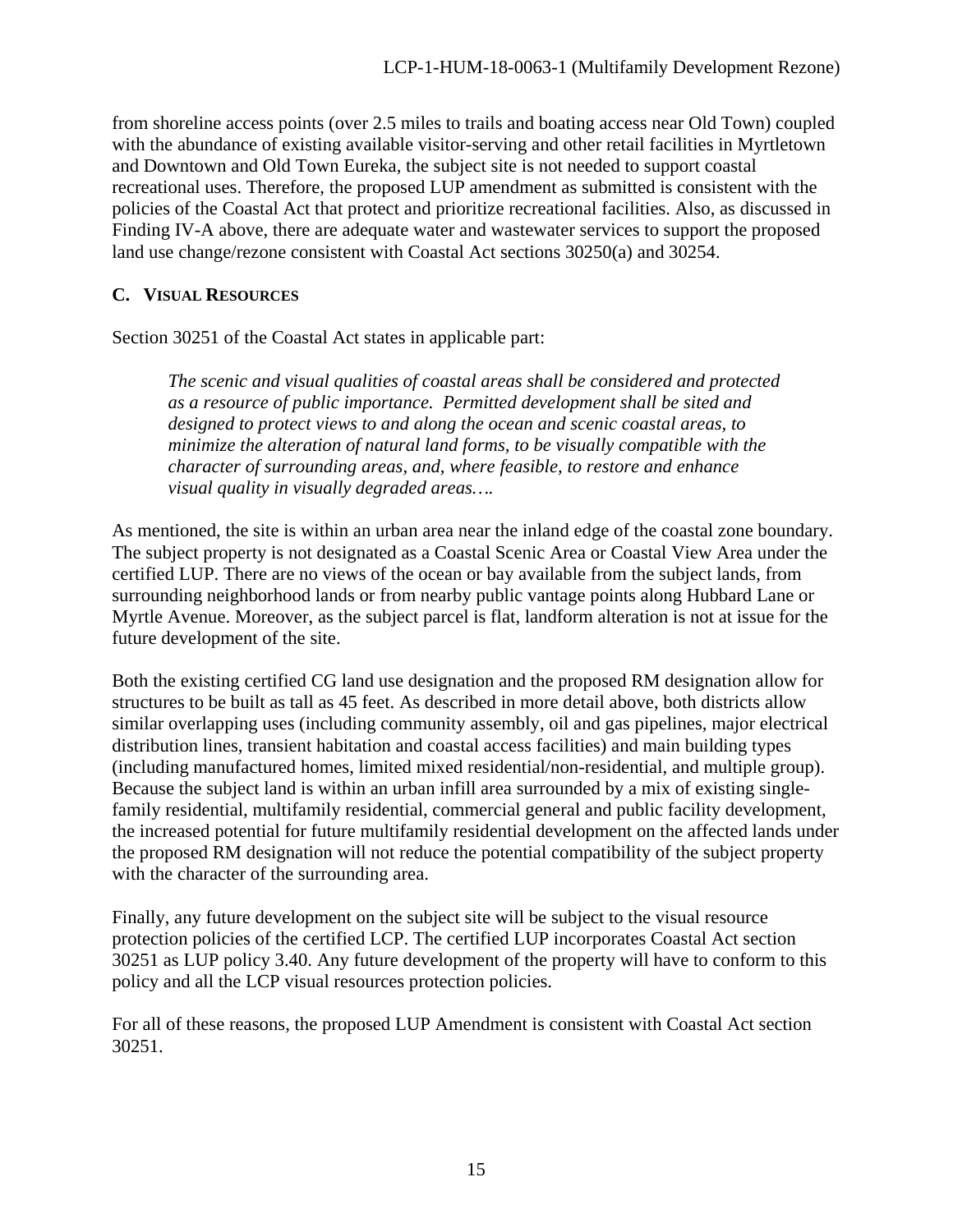from shoreline access points (over 2.5 miles to trails and boating access near Old Town) coupled with the abundance of existing available visitor-serving and other retail facilities in Myrtletown and Downtown and Old Town Eureka, the subject site is not needed to support coastal recreational uses. Therefore, the proposed LUP amendment as submitted is consistent with the policies of the Coastal Act that protect and prioritize recreational facilities. Also, as discussed in Finding IV-A above, there are adequate water and wastewater services to support the proposed land use change/rezone consistent with Coastal Act sections 30250(a) and 30254.

### C. Visual Resources

Section 30251 of the Coastal Act states in applicable part:

> *The scenic and visual qualities of coastal areas shall be considered and protected as a resource of public importance. Permitted development shall be sited and designed to protect views to and along the ocean and scenic coastal areas, to minimize the alteration of natural land forms, to be visually compatible with the character of surrounding areas, and, where feasible, to restore and enhance visual quality in visually degraded areas….*

As mentioned, the site is within an urban area near the inland edge of the coastal zone boundary. The subject property is not designated as a Coastal Scenic Area or Coastal View Area under the certified LUP. There are no views of the ocean or bay available from the subject lands, from surrounding neighborhood lands or from nearby public vantage points along Hubbard Lane or Myrtle Avenue. Moreover, as the subject parcel is flat, landform alteration is not at issue for the future development of the site.

Both the existing certified CG land use designation and the proposed RM designation allow for structures to be built as tall as 45 feet. As described in more detail above, both districts allow similar overlapping uses (including community assembly, oil and gas pipelines, major electrical distribution lines, transient habitation and coastal access facilities) and main building types (including manufactured homes, limited mixed residential/non-residential, and multiple group). Because the subject land is within an urban infill area surrounded by a mix of existing single-family residential, multifamily residential, commercial general and public facility development, the increased potential for future multifamily residential development on the affected lands under the proposed RM designation will not reduce the potential compatibility of the subject property with the character of the surrounding area.

Finally, any future development on the subject site will be subject to the visual resource protection policies of the certified LCP. The certified LUP incorporates Coastal Act section 30251 as LUP policy 3.40. Any future development of the property will have to conform to this policy and all the LCP visual resources protection policies.

For all of these reasons, the proposed LUP Amendment is consistent with Coastal Act section 30251.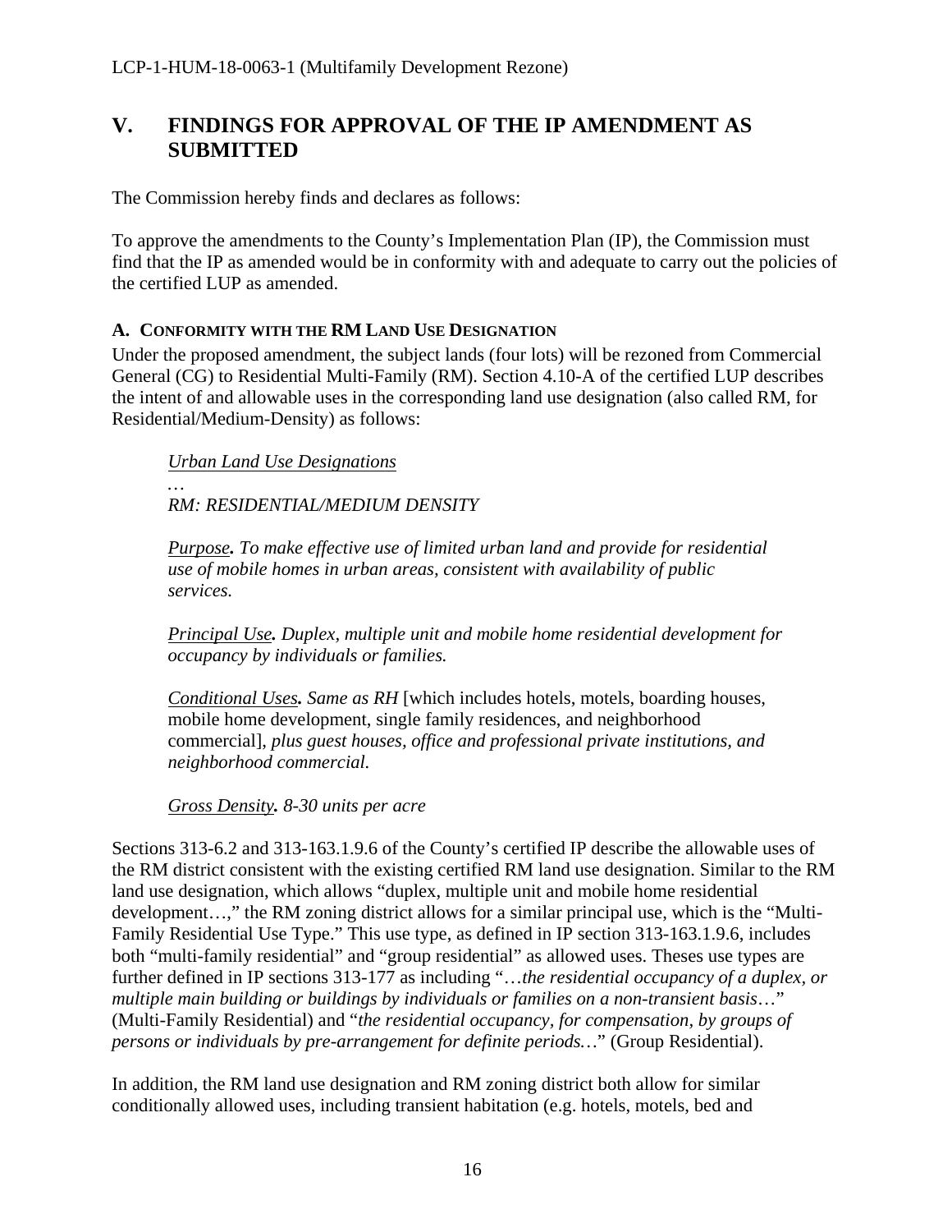## V. FINDINGS FOR APPROVAL OF THE IP AMENDMENT AS SUBMITTED

The Commission hereby finds and declares as follows:

To approve the amendments to the County's Implementation Plan (IP), the Commission must find that the IP as amended would be in conformity with and adequate to carry out the policies of the certified LUP as amended.

### A. CONFORMITY WITH THE RM LAND USE DESIGNATION

Under the proposed amendment, the subject lands (four lots) will be rezoned from Commercial General (CG) to Residential Multi-Family (RM). Section 4.10-A of the certified LUP describes the intent of and allowable uses in the corresponding land use designation (also called RM, for Residential/Medium-Density) as follows:

> *Urban Land Use Designations*
>
> *…*
>
> *RM: RESIDENTIAL/MEDIUM DENSITY*
>
> ***Purpose.*** *To make effective use of limited urban land and provide for residential use of mobile homes in urban areas, consistent with availability of public services.*
>
> ***Principal Use.*** *Duplex, multiple unit and mobile home residential development for occupancy by individuals or families.*
>
> ***Conditional Uses.*** *Same as RH* [which includes hotels, motels, boarding houses, mobile home development, single family residences, and neighborhood commercial], *plus guest houses, office and professional private institutions, and neighborhood commercial.*
>
> ***Gross Density.*** *8-30 units per acre*

Sections 313-6.2 and 313-163.1.9.6 of the County's certified IP describe the allowable uses of the RM district consistent with the existing certified RM land use designation. Similar to the RM land use designation, which allows "duplex, multiple unit and mobile home residential development…," the RM zoning district allows for a similar principal use, which is the "Multi-Family Residential Use Type." This use type, as defined in IP section 313-163.1.9.6, includes both "multi-family residential" and "group residential" as allowed uses. Theses use types are further defined in IP sections 313-177 as including "…*the residential occupancy of a duplex, or multiple main building or buildings by individuals or families on a non-transient basis*…" (Multi-Family Residential) and "*the residential occupancy, for compensation, by groups of persons or individuals by pre-arrangement for definite periods…*" (Group Residential).

In addition, the RM land use designation and RM zoning district both allow for similar conditionally allowed uses, including transient habitation (e.g. hotels, motels, bed and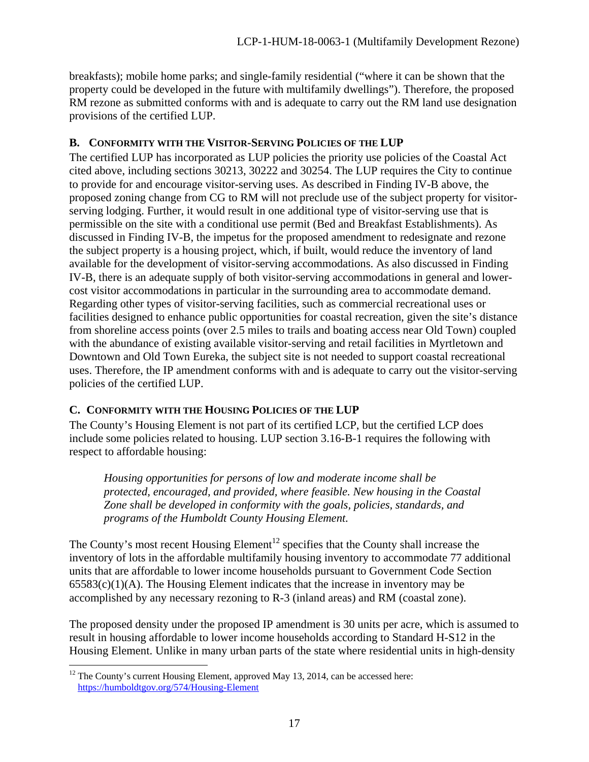breakfasts); mobile home parks; and single-family residential ("where it can be shown that the property could be developed in the future with multifamily dwellings"). Therefore, the proposed RM rezone as submitted conforms with and is adequate to carry out the RM land use designation provisions of the certified LUP.

### B. Conformity with the Visitor-Serving Policies of the LUP

The certified LUP has incorporated as LUP policies the priority use policies of the Coastal Act cited above, including sections 30213, 30222 and 30254. The LUP requires the City to continue to provide for and encourage visitor-serving uses. As described in Finding IV-B above, the proposed zoning change from CG to RM will not preclude use of the subject property for visitor-serving lodging. Further, it would result in one additional type of visitor-serving use that is permissible on the site with a conditional use permit (Bed and Breakfast Establishments). As discussed in Finding IV-B, the impetus for the proposed amendment to redesignate and rezone the subject property is a housing project, which, if built, would reduce the inventory of land available for the development of visitor-serving accommodations. As also discussed in Finding IV-B, there is an adequate supply of both visitor-serving accommodations in general and lower-cost visitor accommodations in particular in the surrounding area to accommodate demand. Regarding other types of visitor-serving facilities, such as commercial recreational uses or facilities designed to enhance public opportunities for coastal recreation, given the site's distance from shoreline access points (over 2.5 miles to trails and boating access near Old Town) coupled with the abundance of existing available visitor-serving and retail facilities in Myrtletown and Downtown and Old Town Eureka, the subject site is not needed to support coastal recreational uses. Therefore, the IP amendment conforms with and is adequate to carry out the visitor-serving policies of the certified LUP.

### C. Conformity with the Housing Policies of the LUP

The County's Housing Element is not part of its certified LCP, but the certified LCP does include some policies related to housing. LUP section 3.16-B-1 requires the following with respect to affordable housing:

> *Housing opportunities for persons of low and moderate income shall be protected, encouraged, and provided, where feasible. New housing in the Coastal Zone shall be developed in conformity with the goals, policies, standards, and programs of the Humboldt County Housing Element.*

The County's most recent Housing Element[12] specifies that the County shall increase the inventory of lots in the affordable multifamily housing inventory to accommodate 77 additional units that are affordable to lower income households pursuant to Government Code Section 65583(c)(1)(A). The Housing Element indicates that the increase in inventory may be accomplished by any necessary rezoning to R-3 (inland areas) and RM (coastal zone).

The proposed density under the proposed IP amendment is 30 units per acre, which is assumed to result in housing affordable to lower income households according to Standard H-S12 in the Housing Element. Unlike in many urban parts of the state where residential units in high-density

---

[12] The County's current Housing Element, approved May 13, 2014, can be accessed here: https://humboldtgov.org/574/Housing-Element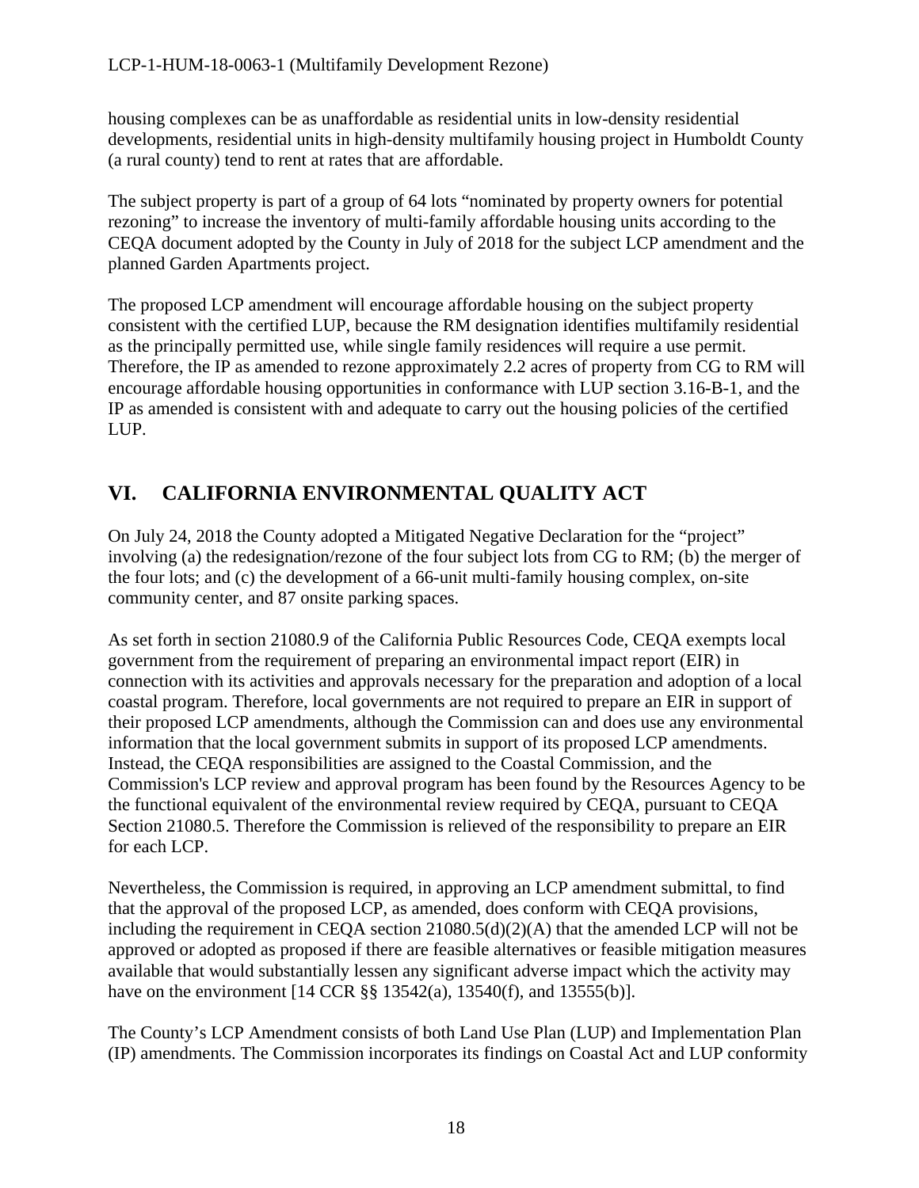housing complexes can be as unaffordable as residential units in low-density residential developments, residential units in high-density multifamily housing project in Humboldt County (a rural county) tend to rent at rates that are affordable.

The subject property is part of a group of 64 lots "nominated by property owners for potential rezoning" to increase the inventory of multi-family affordable housing units according to the CEQA document adopted by the County in July of 2018 for the subject LCP amendment and the planned Garden Apartments project.

The proposed LCP amendment will encourage affordable housing on the subject property consistent with the certified LUP, because the RM designation identifies multifamily residential as the principally permitted use, while single family residences will require a use permit. Therefore, the IP as amended to rezone approximately 2.2 acres of property from CG to RM will encourage affordable housing opportunities in conformance with LUP section 3.16-B-1, and the IP as amended is consistent with and adequate to carry out the housing policies of the certified LUP.

## VI. CALIFORNIA ENVIRONMENTAL QUALITY ACT

On July 24, 2018 the County adopted a Mitigated Negative Declaration for the "project" involving (a) the redesignation/rezone of the four subject lots from CG to RM; (b) the merger of the four lots; and (c) the development of a 66-unit multi-family housing complex, on-site community center, and 87 onsite parking spaces.

As set forth in section 21080.9 of the California Public Resources Code, CEQA exempts local government from the requirement of preparing an environmental impact report (EIR) in connection with its activities and approvals necessary for the preparation and adoption of a local coastal program. Therefore, local governments are not required to prepare an EIR in support of their proposed LCP amendments, although the Commission can and does use any environmental information that the local government submits in support of its proposed LCP amendments. Instead, the CEQA responsibilities are assigned to the Coastal Commission, and the Commission's LCP review and approval program has been found by the Resources Agency to be the functional equivalent of the environmental review required by CEQA, pursuant to CEQA Section 21080.5. Therefore the Commission is relieved of the responsibility to prepare an EIR for each LCP.

Nevertheless, the Commission is required, in approving an LCP amendment submittal, to find that the approval of the proposed LCP, as amended, does conform with CEQA provisions, including the requirement in CEQA section 21080.5(d)(2)(A) that the amended LCP will not be approved or adopted as proposed if there are feasible alternatives or feasible mitigation measures available that would substantially lessen any significant adverse impact which the activity may have on the environment [14 CCR §§ 13542(a), 13540(f), and 13555(b)].

The County's LCP Amendment consists of both Land Use Plan (LUP) and Implementation Plan (IP) amendments. The Commission incorporates its findings on Coastal Act and LUP conformity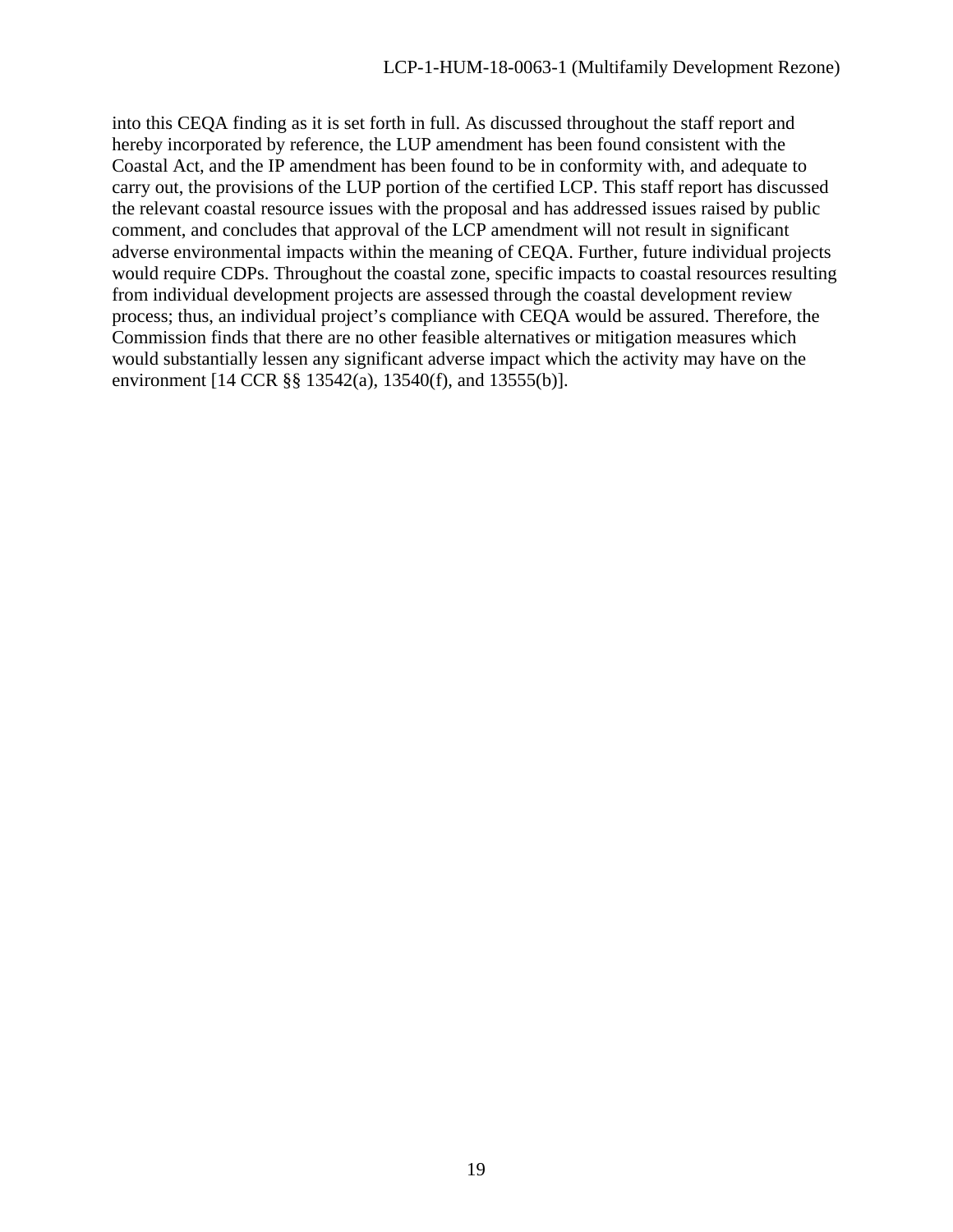into this CEQA finding as it is set forth in full. As discussed throughout the staff report and hereby incorporated by reference, the LUP amendment has been found consistent with the Coastal Act, and the IP amendment has been found to be in conformity with, and adequate to carry out, the provisions of the LUP portion of the certified LCP. This staff report has discussed the relevant coastal resource issues with the proposal and has addressed issues raised by public comment, and concludes that approval of the LCP amendment will not result in significant adverse environmental impacts within the meaning of CEQA. Further, future individual projects would require CDPs. Throughout the coastal zone, specific impacts to coastal resources resulting from individual development projects are assessed through the coastal development review process; thus, an individual project's compliance with CEQA would be assured. Therefore, the Commission finds that there are no other feasible alternatives or mitigation measures which would substantially lessen any significant adverse impact which the activity may have on the environment [14 CCR §§ 13542(a), 13540(f), and 13555(b)].